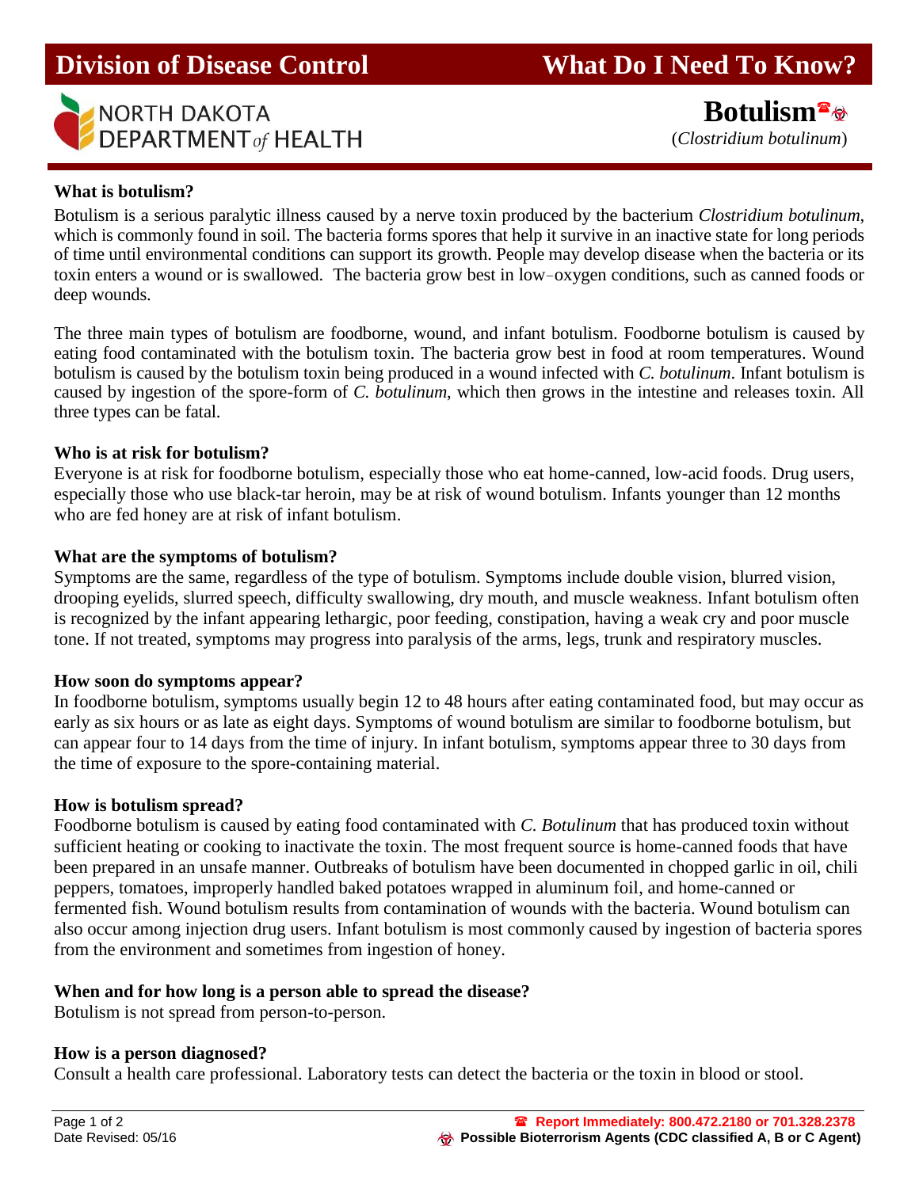# Division of Control — no, keep exact

**Division of Disease Control** | **What Do I Need To Know?**

NORTH DAKOTA DEPARTMENT *of* HEALTH

# Botulism

(*Clostridium botulinum*)

### What is botulism?

Botulism is a serious paralytic illness caused by a nerve toxin produced by the bacterium *Clostridium botulinum*, which is commonly found in soil. The bacteria forms spores that help it survive in an inactive state for long periods of time until environmental conditions can support its growth. People may develop disease when the bacteria or its toxin enters a wound or is swallowed. The bacteria grow best in low–oxygen conditions, such as canned foods or deep wounds.

The three main types of botulism are foodborne, wound, and infant botulism. Foodborne botulism is caused by eating food contaminated with the botulism toxin. The bacteria grow best in food at room temperatures. Wound botulism is caused by the botulism toxin being produced in a wound infected with *C. botulinum*. Infant botulism is caused by ingestion of the spore-form of *C. botulinum*, which then grows in the intestine and releases toxin. All three types can be fatal.

### Who is at risk for botulism?

Everyone is at risk for foodborne botulism, especially those who eat home-canned, low-acid foods. Drug users, especially those who use black-tar heroin, may be at risk of wound botulism. Infants younger than 12 months who are fed honey are at risk of infant botulism.

### What are the symptoms of botulism?

Symptoms are the same, regardless of the type of botulism. Symptoms include double vision, blurred vision, drooping eyelids, slurred speech, difficulty swallowing, dry mouth, and muscle weakness. Infant botulism often is recognized by the infant appearing lethargic, poor feeding, constipation, having a weak cry and poor muscle tone. If not treated, symptoms may progress into paralysis of the arms, legs, trunk and respiratory muscles.

### How soon do symptoms appear?

In foodborne botulism, symptoms usually begin 12 to 48 hours after eating contaminated food, but may occur as early as six hours or as late as eight days. Symptoms of wound botulism are similar to foodborne botulism, but can appear four to 14 days from the time of injury. In infant botulism, symptoms appear three to 30 days from the time of exposure to the spore-containing material.

### How is botulism spread?

Foodborne botulism is caused by eating food contaminated with *C. Botulinum* that has produced toxin without sufficient heating or cooking to inactivate the toxin. The most frequent source is home-canned foods that have been prepared in an unsafe manner. Outbreaks of botulism have been documented in chopped garlic in oil, chili peppers, tomatoes, improperly handled baked potatoes wrapped in aluminum foil, and home-canned or fermented fish. Wound botulism results from contamination of wounds with the bacteria. Wound botulism can also occur among injection drug users. Infant botulism is most commonly caused by ingestion of bacteria spores from the environment and sometimes from ingestion of honey.

### When and for how long is a person able to spread the disease?

Botulism is not spread from person-to-person.

### How is a person diagnosed?

Consult a health care professional. Laboratory tests can detect the bacteria or the toxin in blood or stool.

Date Revised: 05/16

**Report Immediately: 800.472.2180 or 701.328.2378**

**Possible Bioterrorism Agents (CDC classified A, B or C Agent)**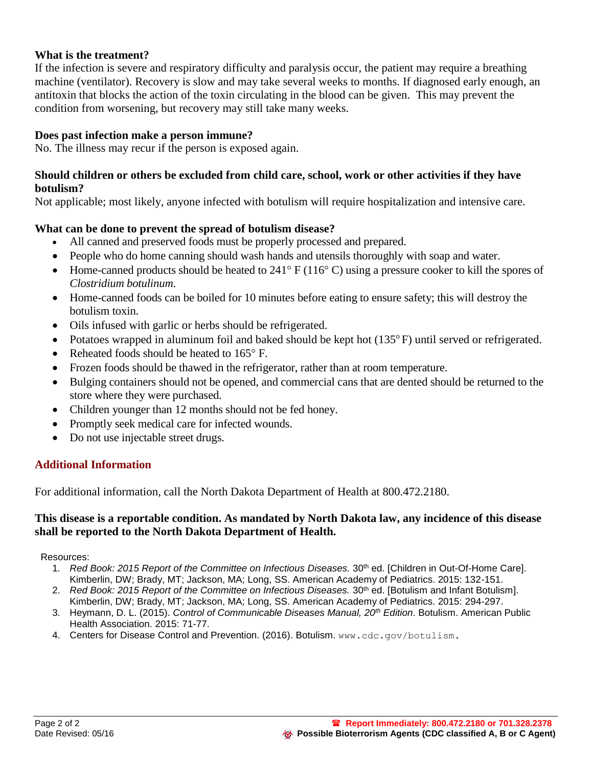**What is the treatment?**

If the infection is severe and respiratory difficulty and paralysis occur, the patient may require a breathing machine (ventilator). Recovery is slow and may take several weeks to months. If diagnosed early enough, an antitoxin that blocks the action of the toxin circulating in the blood can be given. This may prevent the condition from worsening, but recovery may still take many weeks.

**Does past infection make a person immune?**

No. The illness may recur if the person is exposed again.

**Should children or others be excluded from child care, school, work or other activities if they have botulism?**

Not applicable; most likely, anyone infected with botulism will require hospitalization and intensive care.

**What can be done to prevent the spread of botulism disease?**

- All canned and preserved foods must be properly processed and prepared.
- People who do home canning should wash hands and utensils thoroughly with soap and water.
- Home-canned products should be heated to 241° F (116° C) using a pressure cooker to kill the spores of *Clostridium botulinum.*
- Home-canned foods can be boiled for 10 minutes before eating to ensure safety; this will destroy the botulism toxin.
- Oils infused with garlic or herbs should be refrigerated.
- Potatoes wrapped in aluminum foil and baked should be kept hot (135° F) until served or refrigerated.
- Reheated foods should be heated to 165° F.
- Frozen foods should be thawed in the refrigerator, rather than at room temperature.
- Bulging containers should not be opened, and commercial cans that are dented should be returned to the store where they were purchased.
- Children younger than 12 months should not be fed honey.
- Promptly seek medical care for infected wounds.
- Do not use injectable street drugs.

## Additional Information

For additional information, call the North Dakota Department of Health at 800.472.2180.

**This disease is a reportable condition. As mandated by North Dakota law, any incidence of this disease shall be reported to the North Dakota Department of Health.**

Resources:

1. *Red Book: 2015 Report of the Committee on Infectious Diseases.* 30th ed. [Children in Out-Of-Home Care]. Kimberlin, DW; Brady, MT; Jackson, MA; Long, SS. American Academy of Pediatrics. 2015: 132-151.
2. *Red Book: 2015 Report of the Committee on Infectious Diseases.* 30th ed. [Botulism and Infant Botulism]. Kimberlin, DW; Brady, MT; Jackson, MA; Long, SS. American Academy of Pediatrics. 2015: 294-297.
3. Heymann, D. L. (2015). *Control of Communicable Diseases Manual, 20th Edition*. Botulism. American Public Health Association. 2015: 71-77.
4. Centers for Disease Control and Prevention. (2016). Botulism. www.cdc.gov/botulism.

Date Revised: 05/16

**Report Immediately: 800.472.2180 or 701.328.2378**

**Possible Bioterrorism Agents (CDC classified A, B or C Agent)**